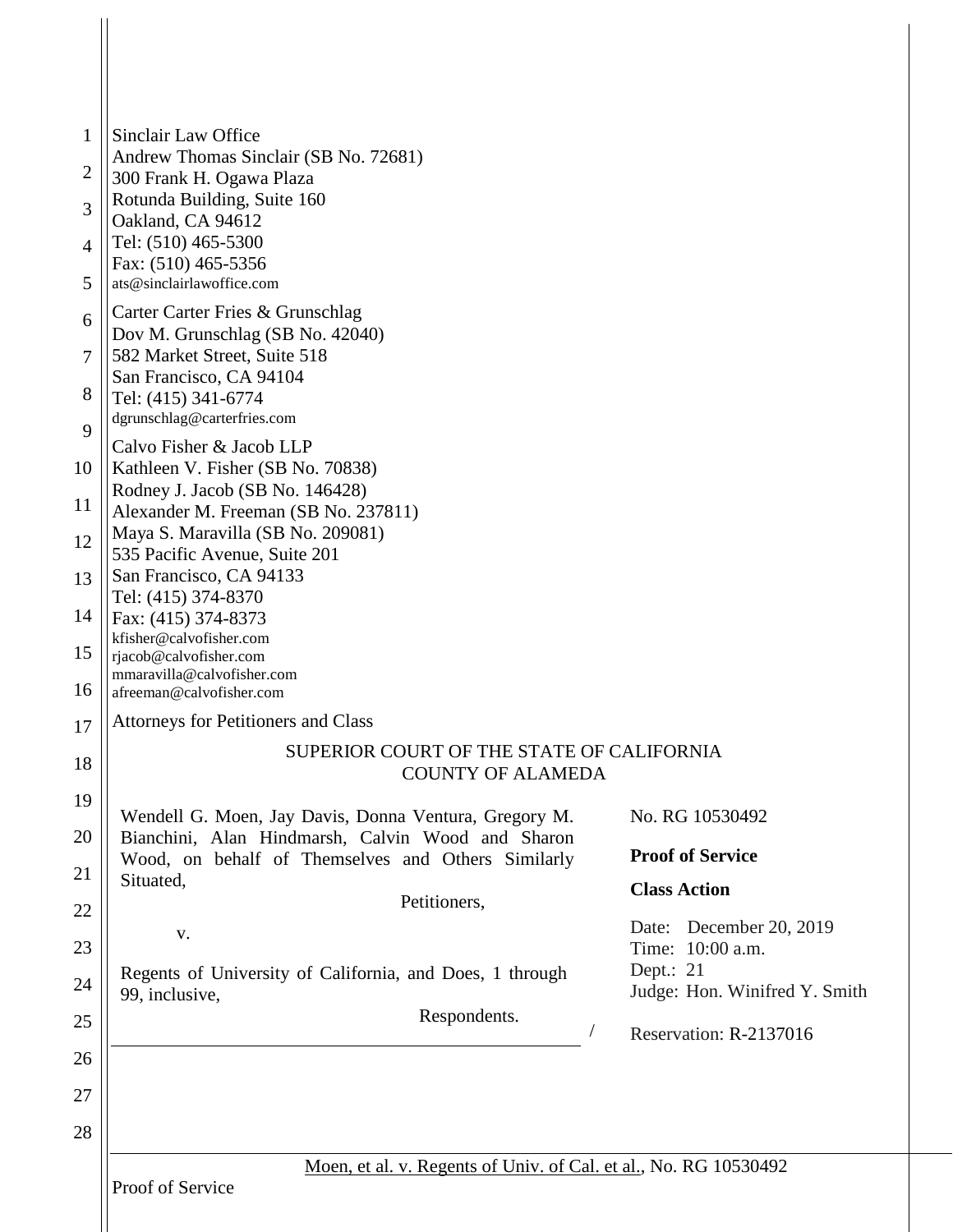Sinclair Law Office
Andrew Thomas Sinclair (SB No. 72681)
300 Frank H. Ogawa Plaza
Rotunda Building, Suite 160
Oakland, CA 94612
Tel: (510) 465-5300
Fax: (510) 465-5356
ats@sinclairlawoffice.com

Carter Carter Fries & Grunschlag
Dov M. Grunschlag (SB No. 42040)
582 Market Street, Suite 518
San Francisco, CA 94104
Tel: (415) 341-6774
dgrunschlag@carterfries.com

Calvo Fisher & Jacob LLP
Kathleen V. Fisher (SB No. 70838)
Rodney J. Jacob (SB No. 146428)
Alexander M. Freeman (SB No. 237811)
Maya S. Maravilla (SB No. 209081)
535 Pacific Avenue, Suite 201
San Francisco, CA 94133
Tel: (415) 374-8370
Fax: (415) 374-8373
kfisher@calvofisher.com
rjacob@calvofisher.com
mmaravilla@calvofisher.com
afreeman@calvofisher.com

Attorneys for Petitioners and Class

SUPERIOR COURT OF THE STATE OF CALIFORNIA
COUNTY OF ALAMEDA

Wendell G. Moen, Jay Davis, Donna Ventura, Gregory M. Bianchini, Alan Hindmarsh, Calvin Wood and Sharon Wood, on behalf of Themselves and Others Similarly Situated,

Petitioners,

v.

Regents of University of California, and Does, 1 through 99, inclusive,

Respondents. /

No. RG 10530492

**Proof of Service**

**Class Action**

Date: December 20, 2019
Time: 10:00 a.m.
Dept.: 21
Judge: Hon. Winifred Y. Smith

Reservation: R-2137016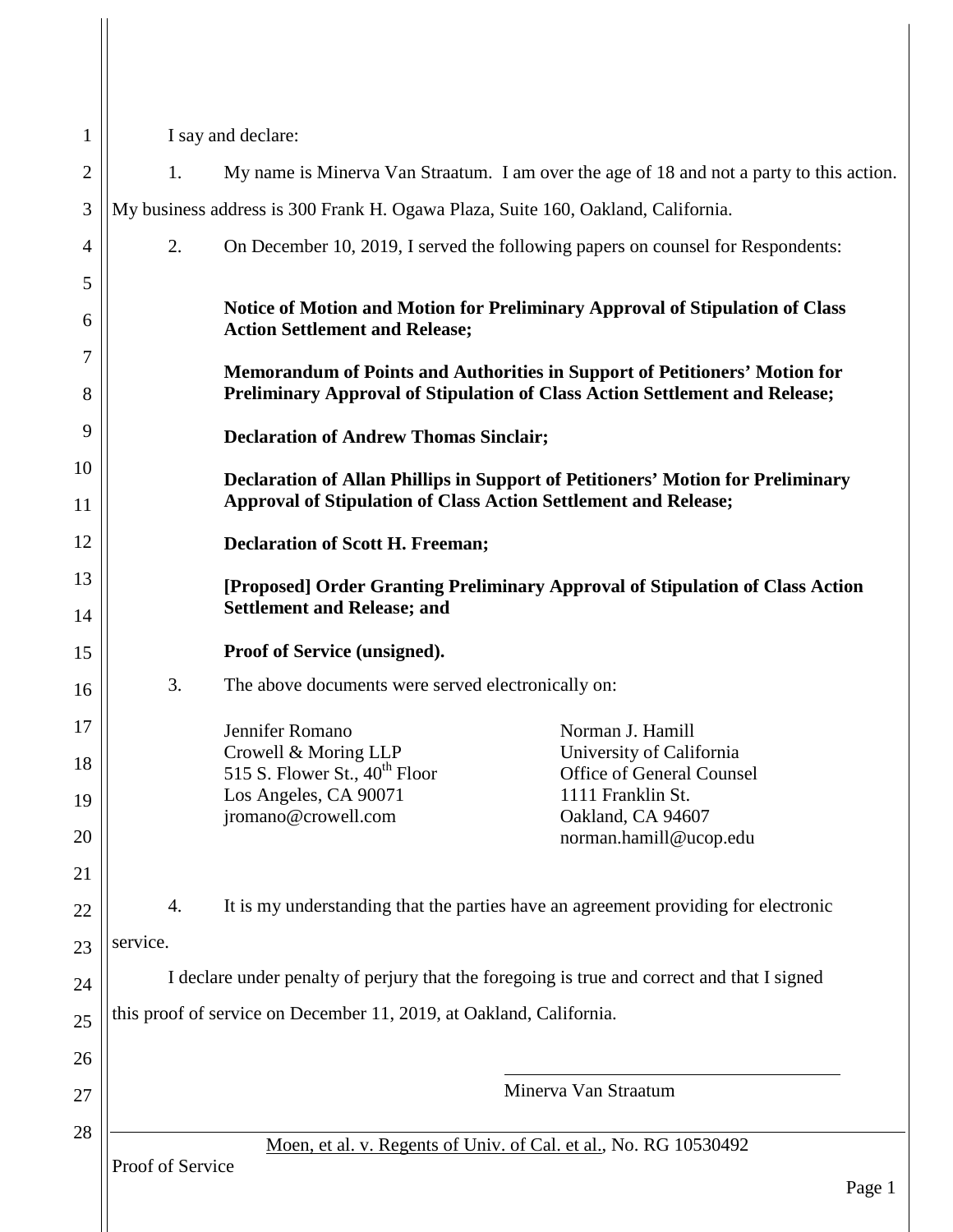I say and declare:

1. My name is Minerva Van Straatum. I am over the age of 18 and not a party to this action. My business address is 300 Frank H. Ogawa Plaza, Suite 160, Oakland, California.

2. On December 10, 2019, I served the following papers on counsel for Respondents:

**Notice of Motion and Motion for Preliminary Approval of Stipulation of Class Action Settlement and Release;**

**Memorandum of Points and Authorities in Support of Petitioners' Motion for Preliminary Approval of Stipulation of Class Action Settlement and Release;**

**Declaration of Andrew Thomas Sinclair;**

**Declaration of Allan Phillips in Support of Petitioners' Motion for Preliminary Approval of Stipulation of Class Action Settlement and Release;**

**Declaration of Scott H. Freeman;**

**[Proposed] Order Granting Preliminary Approval of Stipulation of Class Action Settlement and Release; and**

**Proof of Service (unsigned).**

3. The above documents were served electronically on:

Jennifer Romano
Crowell & Moring LLP
515 S. Flower St., 40th Floor
Los Angeles, CA 90071
jromano@crowell.com

Norman J. Hamill
University of California
Office of General Counsel
1111 Franklin St.
Oakland, CA 94607
norman.hamill@ucop.edu

4. It is my understanding that the parties have an agreement providing for electronic service.

I declare under penalty of perjury that the foregoing is true and correct and that I signed this proof of service on December 11, 2019, at Oakland, California.

______________________________
Minerva Van Straatum

Moen, et al. v. Regents of Univ. of Cal. et al., No. RG 10530492

Proof of Service